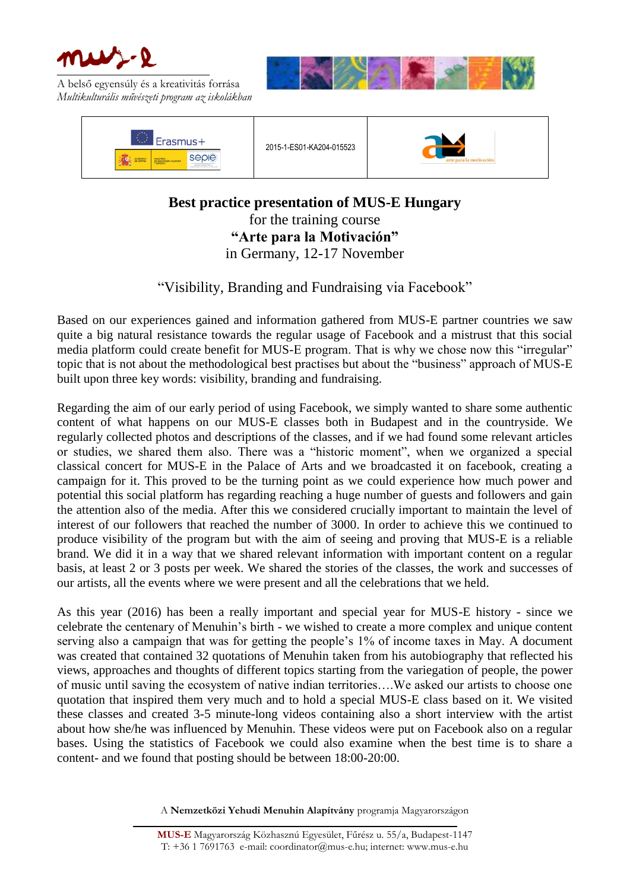A belső egyensúly és a kreativitás forrása
*Multikulturális művészeti program az iskolákban*

| Erasmus+ | 2015-1-ES01-KA204-015523 | arte para la motivación |
| --- | --- | --- |

**Best practice presentation of MUS-E Hungary**
for the training course
**"Arte para la Motivación"**
in Germany, 12-17 November

"Visibility, Branding and Fundraising via Facebook"

Based on our experiences gained and information gathered from MUS-E partner countries we saw quite a big natural resistance towards the regular usage of Facebook and a mistrust that this social media platform could create benefit for MUS-E program. That is why we chose now this "irregular" topic that is not about the methodological best practises but about the "business" approach of MUS-E built upon three key words: visibility, branding and fundraising.

Regarding the aim of our early period of using Facebook, we simply wanted to share some authentic content of what happens on our MUS-E classes both in Budapest and in the countryside. We regularly collected photos and descriptions of the classes, and if we had found some relevant articles or studies, we shared them also. There was a "historic moment", when we organized a special classical concert for MUS-E in the Palace of Arts and we broadcasted it on facebook, creating a campaign for it. This proved to be the turning point as we could experience how much power and potential this social platform has regarding reaching a huge number of guests and followers and gain the attention also of the media. After this we considered crucially important to maintain the level of interest of our followers that reached the number of 3000. In order to achieve this we continued to produce visibility of the program but with the aim of seeing and proving that MUS-E is a reliable brand. We did it in a way that we shared relevant information with important content on a regular basis, at least 2 or 3 posts per week. We shared the stories of the classes, the work and successes of our artists, all the events where we were present and all the celebrations that we held.

As this year (2016) has been a really important and special year for MUS-E history - since we celebrate the centenary of Menuhin's birth - we wished to create a more complex and unique content serving also a campaign that was for getting the people's 1% of income taxes in May. A document was created that contained 32 quotations of Menuhin taken from his autobiography that reflected his views, approaches and thoughts of different topics starting from the variegation of people, the power of music until saving the ecosystem of native indian territories….We asked our artists to choose one quotation that inspired them very much and to hold a special MUS-E class based on it. We visited these classes and created 3-5 minute-long videos containing also a short interview with the artist about how she/he was influenced by Menuhin. These videos were put on Facebook also on a regular bases. Using the statistics of Facebook we could also examine when the best time is to share a content- and we found that posting should be between 18:00-20:00.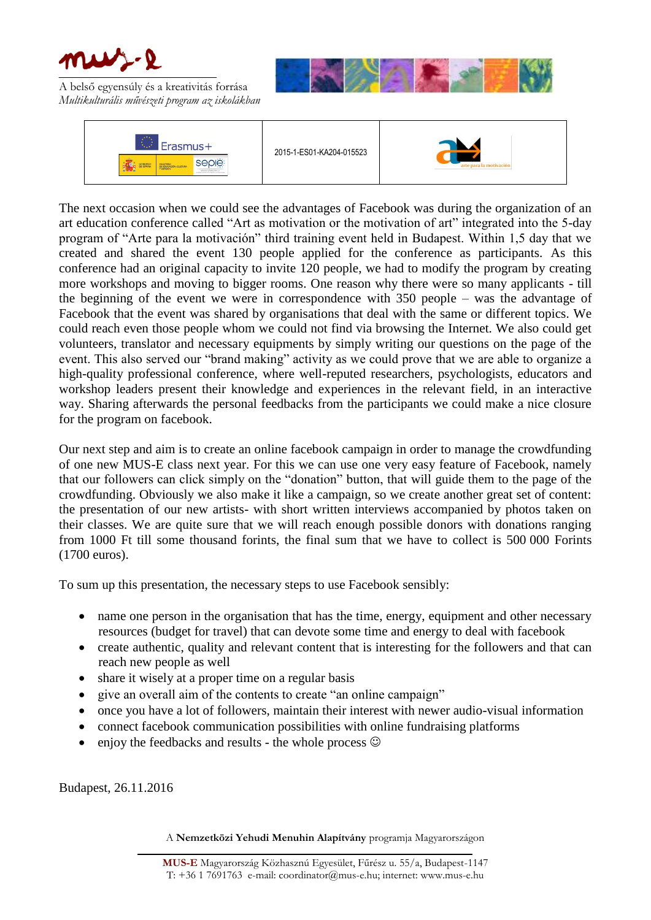The next occasion when we could see the advantages of Facebook was during the organization of an art education conference called "Art as motivation or the motivation of art" integrated into the 5-day program of "Arte para la motivación" third training event held in Budapest. Within 1,5 day that we created and shared the event 130 people applied for the conference as participants. As this conference had an original capacity to invite 120 people, we had to modify the program by creating more workshops and moving to bigger rooms. One reason why there were so many applicants - till the beginning of the event we were in correspondence with 350 people – was the advantage of Facebook that the event was shared by organisations that deal with the same or different topics. We could reach even those people whom we could not find via browsing the Internet. We also could get volunteers, translator and necessary equipments by simply writing our questions on the page of the event. This also served our "brand making" activity as we could prove that we are able to organize a high-quality professional conference, where well-reputed researchers, psychologists, educators and workshop leaders present their knowledge and experiences in the relevant field, in an interactive way. Sharing afterwards the personal feedbacks from the participants we could make a nice closure for the program on facebook.

Our next step and aim is to create an online facebook campaign in order to manage the crowdfunding of one new MUS-E class next year. For this we can use one very easy feature of Facebook, namely that our followers can click simply on the "donation" button, that will guide them to the page of the crowdfunding. Obviously we also make it like a campaign, so we create another great set of content: the presentation of our new artists- with short written interviews accompanied by photos taken on their classes. We are quite sure that we will reach enough possible donors with donations ranging from 1000 Ft till some thousand forints, the final sum that we have to collect is 500 000 Forints (1700 euros).

To sum up this presentation, the necessary steps to use Facebook sensibly:

- name one person in the organisation that has the time, energy, equipment and other necessary resources (budget for travel) that can devote some time and energy to deal with facebook
- create authentic, quality and relevant content that is interesting for the followers and that can reach new people as well
- share it wisely at a proper time on a regular basis
- give an overall aim of the contents to create "an online campaign"
- once you have a lot of followers, maintain their interest with newer audio-visual information
- connect facebook communication possibilities with online fundraising platforms
- enjoy the feedbacks and results - the whole process ☺

Budapest, 26.11.2016